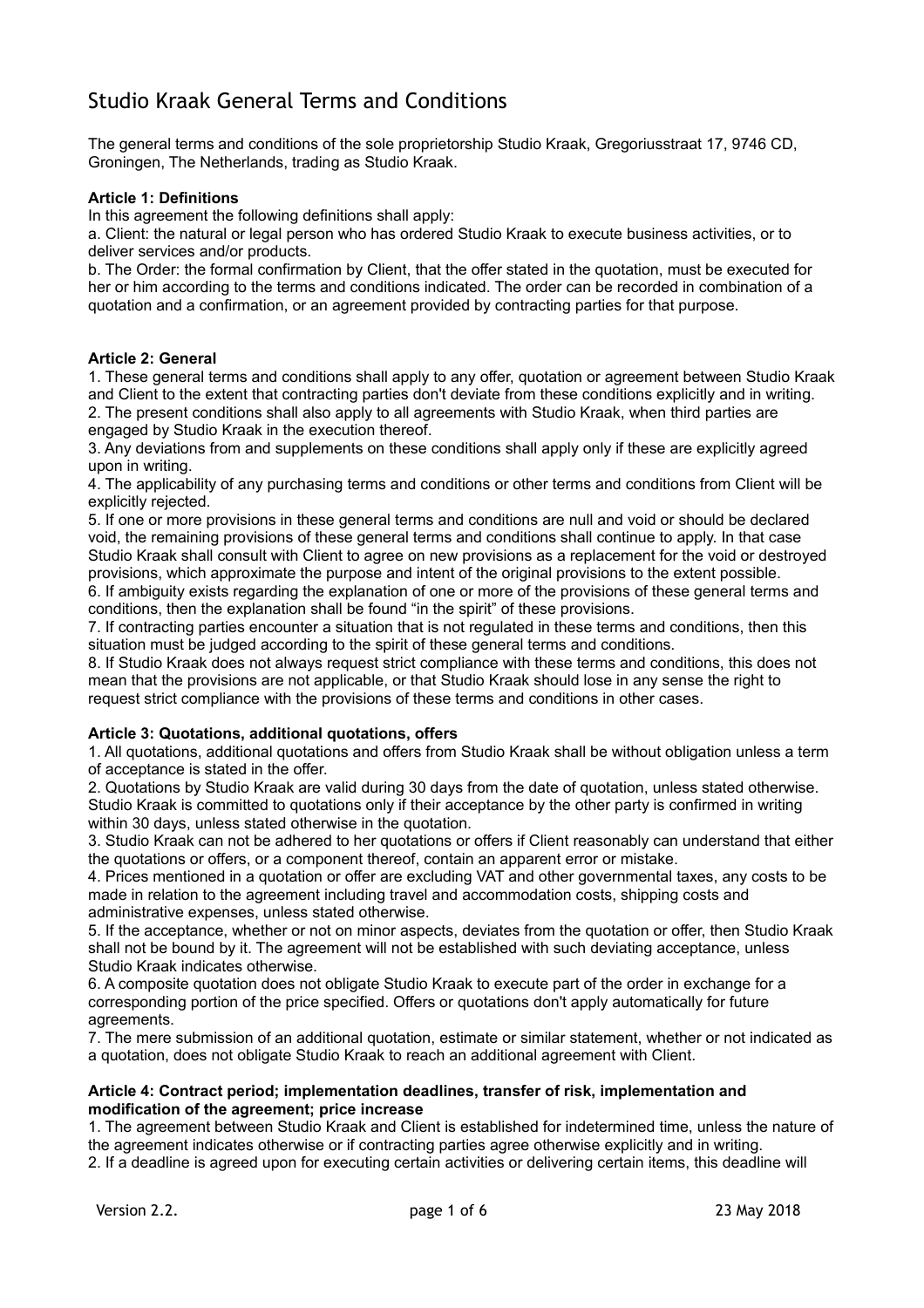# Studio Kraak General Terms and Conditions

The general terms and conditions of the sole proprietorship Studio Kraak, Gregoriusstraat 17, 9746 CD, Groningen, The Netherlands, trading as Studio Kraak.

**Article 1: Definitions**

In this agreement the following definitions shall apply:

a. Client: the natural or legal person who has ordered Studio Kraak to execute business activities, or to deliver services and/or products.

b. The Order: the formal confirmation by Client, that the offer stated in the quotation, must be executed for her or him according to the terms and conditions indicated. The order can be recorded in combination of a quotation and a confirmation, or an agreement provided by contracting parties for that purpose.

**Article 2: General**

1. These general terms and conditions shall apply to any offer, quotation or agreement between Studio Kraak and Client to the extent that contracting parties don't deviate from these conditions explicitly and in writing.
2. The present conditions shall also apply to all agreements with Studio Kraak, when third parties are engaged by Studio Kraak in the execution thereof.
3. Any deviations from and supplements on these conditions shall apply only if these are explicitly agreed upon in writing.
4. The applicability of any purchasing terms and conditions or other terms and conditions from Client will be explicitly rejected.
5. If one or more provisions in these general terms and conditions are null and void or should be declared void, the remaining provisions of these general terms and conditions shall continue to apply. In that case Studio Kraak shall consult with Client to agree on new provisions as a replacement for the void or destroyed provisions, which approximate the purpose and intent of the original provisions to the extent possible.
6. If ambiguity exists regarding the explanation of one or more of the provisions of these general terms and conditions, then the explanation shall be found "in the spirit" of these provisions.
7. If contracting parties encounter a situation that is not regulated in these terms and conditions, then this situation must be judged according to the spirit of these general terms and conditions.
8. If Studio Kraak does not always request strict compliance with these terms and conditions, this does not mean that the provisions are not applicable, or that Studio Kraak should lose in any sense the right to request strict compliance with the provisions of these terms and conditions in other cases.

**Article 3: Quotations, additional quotations, offers**

1. All quotations, additional quotations and offers from Studio Kraak shall be without obligation unless a term of acceptance is stated in the offer.
2. Quotations by Studio Kraak are valid during 30 days from the date of quotation, unless stated otherwise. Studio Kraak is committed to quotations only if their acceptance by the other party is confirmed in writing within 30 days, unless stated otherwise in the quotation.
3. Studio Kraak can not be adhered to her quotations or offers if Client reasonably can understand that either the quotations or offers, or a component thereof, contain an apparent error or mistake.
4. Prices mentioned in a quotation or offer are excluding VAT and other governmental taxes, any costs to be made in relation to the agreement including travel and accommodation costs, shipping costs and administrative expenses, unless stated otherwise.
5. If the acceptance, whether or not on minor aspects, deviates from the quotation or offer, then Studio Kraak shall not be bound by it. The agreement will not be established with such deviating acceptance, unless Studio Kraak indicates otherwise.
6. A composite quotation does not obligate Studio Kraak to execute part of the order in exchange for a corresponding portion of the price specified. Offers or quotations don't apply automatically for future agreements.
7. The mere submission of an additional quotation, estimate or similar statement, whether or not indicated as a quotation, does not obligate Studio Kraak to reach an additional agreement with Client.

**Article 4: Contract period; implementation deadlines, transfer of risk, implementation and modification of the agreement; price increase**

1. The agreement between Studio Kraak and Client is established for indetermined time, unless the nature of the agreement indicates otherwise or if contracting parties agree otherwise explicitly and in writing.
2. If a deadline is agreed upon for executing certain activities or delivering certain items, this deadline will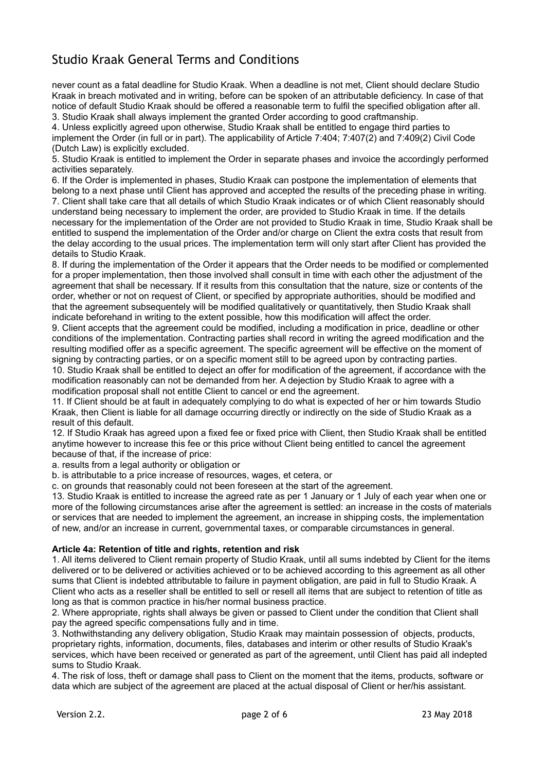never count as a fatal deadline for Studio Kraak. When a deadline is not met, Client should declare Studio Kraak in breach motivated and in writing, before can be spoken of an attributable deficiency. In case of that notice of default Studio Kraak should be offered a reasonable term to fulfil the specified obligation after all.

3. Studio Kraak shall always implement the granted Order according to good craftmanship.

4. Unless explicitly agreed upon otherwise, Studio Kraak shall be entitled to engage third parties to implement the Order (in full or in part). The applicability of Article 7:404; 7:407(2) and 7:409(2) Civil Code (Dutch Law) is explicitly excluded.

5. Studio Kraak is entitled to implement the Order in separate phases and invoice the accordingly performed activities separately.

6. If the Order is implemented in phases, Studio Kraak can postpone the implementation of elements that belong to a next phase until Client has approved and accepted the results of the preceding phase in writing.

7. Client shall take care that all details of which Studio Kraak indicates or of which Client reasonably should understand being necessary to implement the order, are provided to Studio Kraak in time. If the details necessary for the implementation of the Order are not provided to Studio Kraak in time, Studio Kraak shall be entitled to suspend the implementation of the Order and/or charge on Client the extra costs that result from the delay according to the usual prices. The implementation term will only start after Client has provided the details to Studio Kraak.

8. If during the implementation of the Order it appears that the Order needs to be modified or complemented for a proper implementation, then those involved shall consult in time with each other the adjustment of the agreement that shall be necessary. If it results from this consultation that the nature, size or contents of the order, whether or not on request of Client, or specified by appropriate authorities, should be modified and that the agreement subsequently will be modified qualitatively or quantitatively, then Studio Kraak shall indicate beforehand in writing to the extent possible, how this modification will affect the order.

9. Client accepts that the agreement could be modified, including a modification in price, deadline or other conditions of the implementation. Contracting parties shall record in writing the agreed modification and the resulting modified offer as a specific agreement. The specific agreement will be effective on the moment of signing by contracting parties, or on a specific moment still to be agreed upon by contracting parties.

10. Studio Kraak shall be entitled to deject an offer for modification of the agreement, if accordance with the modification reasonably can not be demanded from her. A dejection by Studio Kraak to agree with a modification proposal shall not entitle Client to cancel or end the agreement.

11. If Client should be at fault in adequately complying to do what is expected of her or him towards Studio Kraak, then Client is liable for all damage occurring directly or indirectly on the side of Studio Kraak as a result of this default.

12. If Studio Kraak has agreed upon a fixed fee or fixed price with Client, then Studio Kraak shall be entitled anytime however to increase this fee or this price without Client being entitled to cancel the agreement because of that, if the increase of price:

a. results from a legal authority or obligation or

b. is attributable to a price increase of resources, wages, et cetera, or

c. on grounds that reasonably could not been foreseen at the start of the agreement.

13. Studio Kraak is entitled to increase the agreed rate as per 1 January or 1 July of each year when one or more of the following circumstances arise after the agreement is settled: an increase in the costs of materials or services that are needed to implement the agreement, an increase in shipping costs, the implementation of new, and/or an increase in current, governmental taxes, or comparable circumstances in general.

**Article 4a: Retention of title and rights, retention and risk**

1. All items delivered to Client remain property of Studio Kraak, until all sums indebted by Client for the items delivered or to be delivered or activities achieved or to be achieved according to this agreement as all other sums that Client is indebted attributable to failure in payment obligation, are paid in full to Studio Kraak. A Client who acts as a reseller shall be entitled to sell or resell all items that are subject to retention of title as long as that is common practice in his/her normal business practice.

2. Where appropriate, rights shall always be given or passed to Client under the condition that Client shall pay the agreed specific compensations fully and in time.

3. Nothwithstanding any delivery obligation, Studio Kraak may maintain possession of objects, products, proprietary rights, information, documents, files, databases and interim or other results of Studio Kraak's services, which have been received or generated as part of the agreement, until Client has paid all indepted sums to Studio Kraak.

4. The risk of loss, theft or damage shall pass to Client on the moment that the items, products, software or data which are subject of the agreement are placed at the actual disposal of Client or her/his assistant.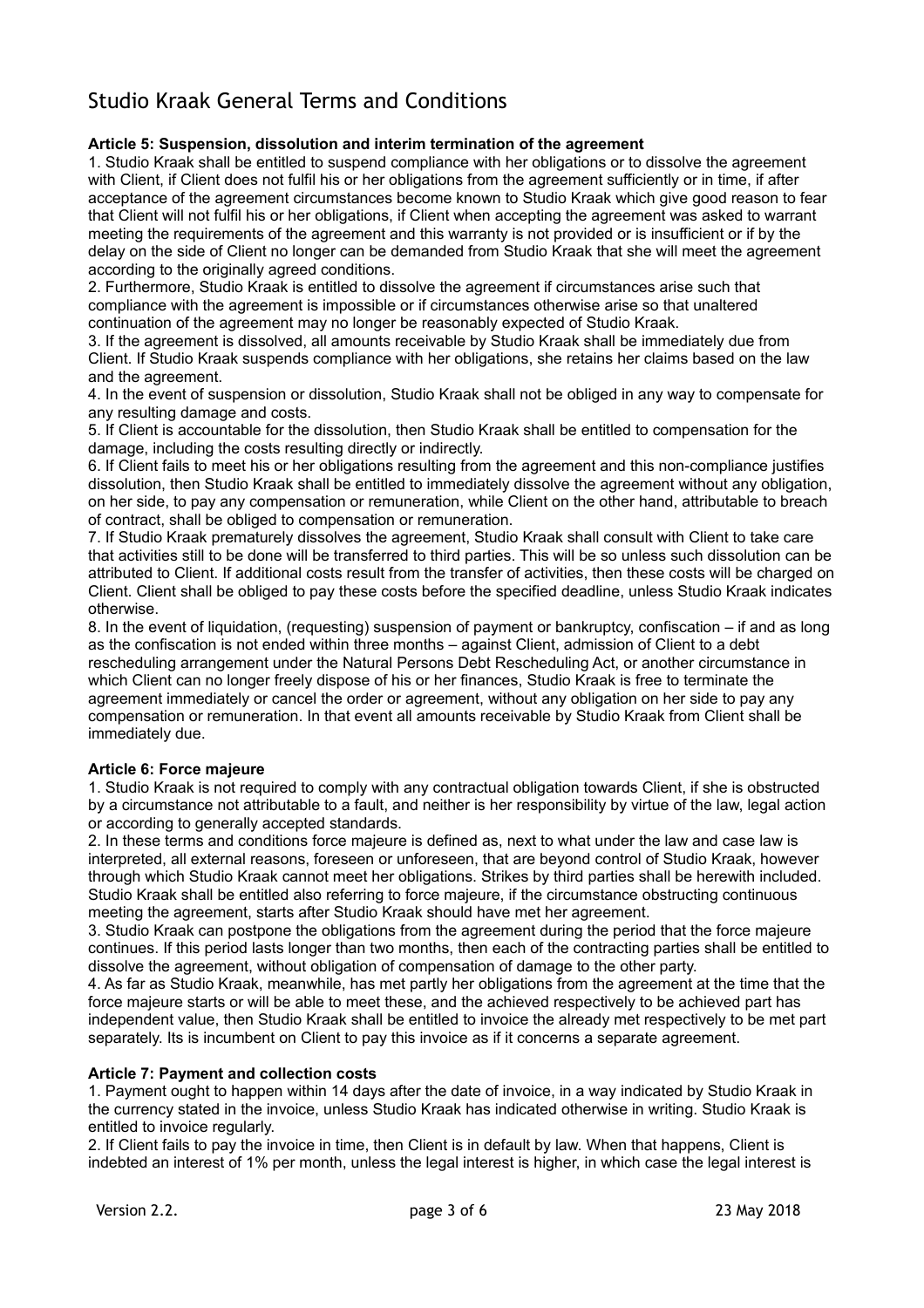# Studio Kraak General Terms and Conditions

**Article 5: Suspension, dissolution and interim termination of the agreement**

1. Studio Kraak shall be entitled to suspend compliance with her obligations or to dissolve the agreement with Client, if Client does not fulfil his or her obligations from the agreement sufficiently or in time, if after acceptance of the agreement circumstances become known to Studio Kraak which give good reason to fear that Client will not fulfil his or her obligations, if Client when accepting the agreement was asked to warrant meeting the requirements of the agreement and this warranty is not provided or is insufficient or if by the delay on the side of Client no longer can be demanded from Studio Kraak that she will meet the agreement according to the originally agreed conditions.
2. Furthermore, Studio Kraak is entitled to dissolve the agreement if circumstances arise such that compliance with the agreement is impossible or if circumstances otherwise arise so that unaltered continuation of the agreement may no longer be reasonably expected of Studio Kraak.
3. If the agreement is dissolved, all amounts receivable by Studio Kraak shall be immediately due from Client. If Studio Kraak suspends compliance with her obligations, she retains her claims based on the law and the agreement.
4. In the event of suspension or dissolution, Studio Kraak shall not be obliged in any way to compensate for any resulting damage and costs.
5. If Client is accountable for the dissolution, then Studio Kraak shall be entitled to compensation for the damage, including the costs resulting directly or indirectly.
6. If Client fails to meet his or her obligations resulting from the agreement and this non-compliance justifies dissolution, then Studio Kraak shall be entitled to immediately dissolve the agreement without any obligation, on her side, to pay any compensation or remuneration, while Client on the other hand, attributable to breach of contract, shall be obliged to compensation or remuneration.
7. If Studio Kraak prematurely dissolves the agreement, Studio Kraak shall consult with Client to take care that activities still to be done will be transferred to third parties. This will be so unless such dissolution can be attributed to Client. If additional costs result from the transfer of activities, then these costs will be charged on Client. Client shall be obliged to pay these costs before the specified deadline, unless Studio Kraak indicates otherwise.
8. In the event of liquidation, (requesting) suspension of payment or bankruptcy, confiscation – if and as long as the confiscation is not ended within three months – against Client, admission of Client to a debt rescheduling arrangement under the Natural Persons Debt Rescheduling Act, or another circumstance in which Client can no longer freely dispose of his or her finances, Studio Kraak is free to terminate the agreement immediately or cancel the order or agreement, without any obligation on her side to pay any compensation or remuneration. In that event all amounts receivable by Studio Kraak from Client shall be immediately due.

**Article 6: Force majeure**

1. Studio Kraak is not required to comply with any contractual obligation towards Client, if she is obstructed by a circumstance not attributable to a fault, and neither is her responsibility by virtue of the law, legal action or according to generally accepted standards.
2. In these terms and conditions force majeure is defined as, next to what under the law and case law is interpreted, all external reasons, foreseen or unforeseen, that are beyond control of Studio Kraak, however through which Studio Kraak cannot meet her obligations. Strikes by third parties shall be herewith included. Studio Kraak shall be entitled also referring to force majeure, if the circumstance obstructing continuous meeting the agreement, starts after Studio Kraak should have met her agreement.
3. Studio Kraak can postpone the obligations from the agreement during the period that the force majeure continues. If this period lasts longer than two months, then each of the contracting parties shall be entitled to dissolve the agreement, without obligation of compensation of damage to the other party.
4. As far as Studio Kraak, meanwhile, has met partly her obligations from the agreement at the time that the force majeure starts or will be able to meet these, and the achieved respectively to be achieved part has independent value, then Studio Kraak shall be entitled to invoice the already met respectively to be met part separately. Its is incumbent on Client to pay this invoice as if it concerns a separate agreement.

**Article 7: Payment and collection costs**

1. Payment ought to happen within 14 days after the date of invoice, in a way indicated by Studio Kraak in the currency stated in the invoice, unless Studio Kraak has indicated otherwise in writing. Studio Kraak is entitled to invoice regularly.
2. If Client fails to pay the invoice in time, then Client is in default by law. When that happens, Client is indebted an interest of 1% per month, unless the legal interest is higher, in which case the legal interest is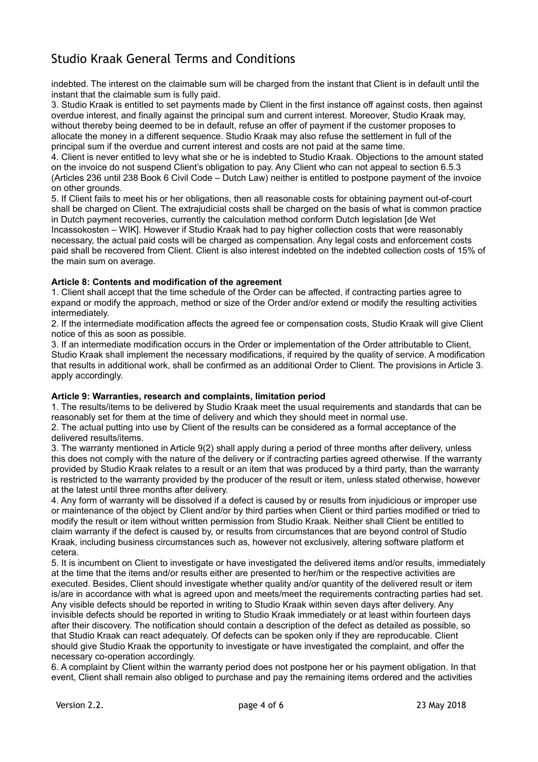indebted. The interest on the claimable sum will be charged from the instant that Client is in default until the instant that the claimable sum is fully paid.
3. Studio Kraak is entitled to set payments made by Client in the first instance off against costs, then against overdue interest, and finally against the principal sum and current interest. Moreover, Studio Kraak may, without thereby being deemed to be in default, refuse an offer of payment if the customer proposes to allocate the money in a different sequence. Studio Kraak may also refuse the settlement in full of the principal sum if the overdue and current interest and costs are not paid at the same time.
4. Client is never entitled to levy what she or he is indebted to Studio Kraak. Objections to the amount stated on the invoice do not suspend Client's obligation to pay. Any Client who can not appeal to section 6.5.3 (Articles 236 until 238 Book 6 Civil Code – Dutch Law) neither is entitled to postpone payment of the invoice on other grounds.
5. If Client fails to meet his or her obligations, then all reasonable costs for obtaining payment out-of-court shall be charged on Client. The extrajudicial costs shall be charged on the basis of what is common practice in Dutch payment recoveries, currently the calculation method conform Dutch legislation [de Wet Incassokosten – WIK]. However if Studio Kraak had to pay higher collection costs that were reasonably necessary, the actual paid costs will be charged as compensation. Any legal costs and enforcement costs paid shall be recovered from Client. Client is also interest indebted on the indebted collection costs of 15% of the main sum on average.

**Article 8: Contents and modification of the agreement**

1. Client shall accept that the time schedule of the Order can be affected, if contracting parties agree to expand or modify the approach, method or size of the Order and/or extend or modify the resulting activities intermediately.
2. If the intermediate modification affects the agreed fee or compensation costs, Studio Kraak will give Client notice of this as soon as possible.
3. If an intermediate modification occurs in the Order or implementation of the Order attributable to Client, Studio Kraak shall implement the necessary modifications, if required by the quality of service. A modification that results in additional work, shall be confirmed as an additional Order to Client. The provisions in Article 3. apply accordingly.

**Article 9: Warranties, research and complaints, limitation period**

1. The results/items to be delivered by Studio Kraak meet the usual requirements and standards that can be reasonably set for them at the time of delivery and which they should meet in normal use.
2. The actual putting into use by Client of the results can be considered as a formal acceptance of the delivered results/items.
3. The warranty mentioned in Article 9(2) shall apply during a period of three months after delivery, unless this does not comply with the nature of the delivery or if contracting parties agreed otherwise. If the warranty provided by Studio Kraak relates to a result or an item that was produced by a third party, than the warranty is restricted to the warranty provided by the producer of the result or item, unless stated otherwise, however at the latest until three months after delivery.
4. Any form of warranty will be dissolved if a defect is caused by or results from injudicious or improper use or maintenance of the object by Client and/or by third parties when Client or third parties modified or tried to modify the result or item without written permission from Studio Kraak. Neither shall Client be entitled to claim warranty if the defect is caused by, or results from circumstances that are beyond control of Studio Kraak, including business circumstances such as, however not exclusively, altering software platform et cetera.
5. It is incumbent on Client to investigate or have investigated the delivered items and/or results, immediately at the time that the items and/or results either are presented to her/him or the respective activities are executed. Besides, Client should investigate whether quality and/or quantity of the delivered result or item is/are in accordance with what is agreed upon and meets/meet the requirements contracting parties had set. Any visible defects should be reported in writing to Studio Kraak within seven days after delivery. Any invisible defects should be reported in writing to Studio Kraak immediately or at least within fourteen days after their discovery. The notification should contain a description of the defect as detailed as possible, so that Studio Kraak can react adequately. Of defects can be spoken only if they are reproducable. Client should give Studio Kraak the opportunity to investigate or have investigated the complaint, and offer the necessary co-operation accordingly.
6. A complaint by Client within the warranty period does not postpone her or his payment obligation. In that event, Client shall remain also obliged to purchase and pay the remaining items ordered and the activities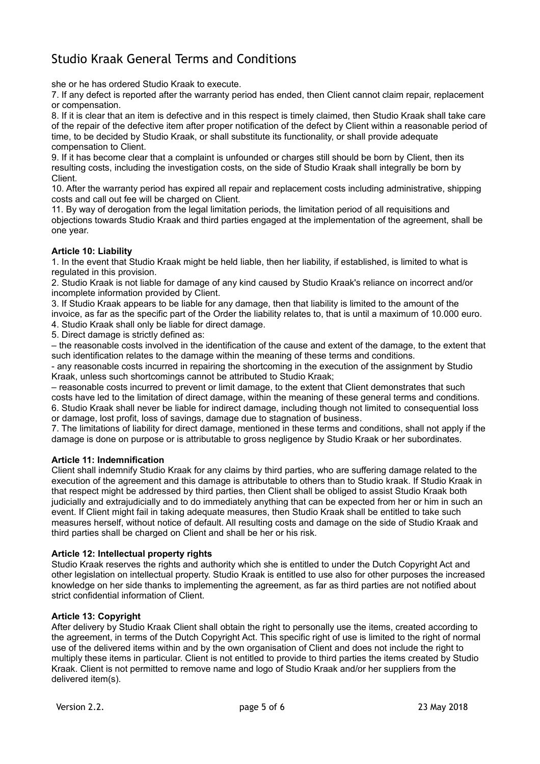she or he has ordered Studio Kraak to execute.

7. If any defect is reported after the warranty period has ended, then Client cannot claim repair, replacement or compensation.

8. If it is clear that an item is defective and in this respect is timely claimed, then Studio Kraak shall take care of the repair of the defective item after proper notification of the defect by Client within a reasonable period of time, to be decided by Studio Kraak, or shall substitute its functionality, or shall provide adequate compensation to Client.

9. If it has become clear that a complaint is unfounded or charges still should be born by Client, then its resulting costs, including the investigation costs, on the side of Studio Kraak shall integrally be born by Client.

10. After the warranty period has expired all repair and replacement costs including administrative, shipping costs and call out fee will be charged on Client.

11. By way of derogation from the legal limitation periods, the limitation period of all requisitions and objections towards Studio Kraak and third parties engaged at the implementation of the agreement, shall be one year.

**Article 10: Liability**

1. In the event that Studio Kraak might be held liable, then her liability, if established, is limited to what is regulated in this provision.

2. Studio Kraak is not liable for damage of any kind caused by Studio Kraak's reliance on incorrect and/or incomplete information provided by Client.

3. If Studio Kraak appears to be liable for any damage, then that liability is limited to the amount of the invoice, as far as the specific part of the Order the liability relates to, that is until a maximum of 10.000 euro.

4. Studio Kraak shall only be liable for direct damage.

5. Direct damage is strictly defined as:

– the reasonable costs involved in the identification of the cause and extent of the damage, to the extent that such identification relates to the damage within the meaning of these terms and conditions.

- any reasonable costs incurred in repairing the shortcoming in the execution of the assignment by Studio Kraak, unless such shortcomings cannot be attributed to Studio Kraak;

– reasonable costs incurred to prevent or limit damage, to the extent that Client demonstrates that such costs have led to the limitation of direct damage, within the meaning of these general terms and conditions.

6. Studio Kraak shall never be liable for indirect damage, including though not limited to consequential loss or damage, lost profit, loss of savings, damage due to stagnation of business.

7. The limitations of liability for direct damage, mentioned in these terms and conditions, shall not apply if the damage is done on purpose or is attributable to gross negligence by Studio Kraak or her subordinates.

**Article 11: Indemnification**

Client shall indemnify Studio Kraak for any claims by third parties, who are suffering damage related to the execution of the agreement and this damage is attributable to others than to Studio kraak. If Studio Kraak in that respect might be addressed by third parties, then Client shall be obliged to assist Studio Kraak both judicially and extrajudicially and to do immediately anything that can be expected from her or him in such an event. If Client might fail in taking adequate measures, then Studio Kraak shall be entitled to take such measures herself, without notice of default. All resulting costs and damage on the side of Studio Kraak and third parties shall be charged on Client and shall be her or his risk.

**Article 12: Intellectual property rights**

Studio Kraak reserves the rights and authority which she is entitled to under the Dutch Copyright Act and other legislation on intellectual property. Studio Kraak is entitled to use also for other purposes the increased knowledge on her side thanks to implementing the agreement, as far as third parties are not notified about strict confidential information of Client.

**Article 13: Copyright**

After delivery by Studio Kraak Client shall obtain the right to personally use the items, created according to the agreement, in terms of the Dutch Copyright Act. This specific right of use is limited to the right of normal use of the delivered items within and by the own organisation of Client and does not include the right to multiply these items in particular. Client is not entitled to provide to third parties the items created by Studio Kraak. Client is not permitted to remove name and logo of Studio Kraak and/or her suppliers from the delivered item(s).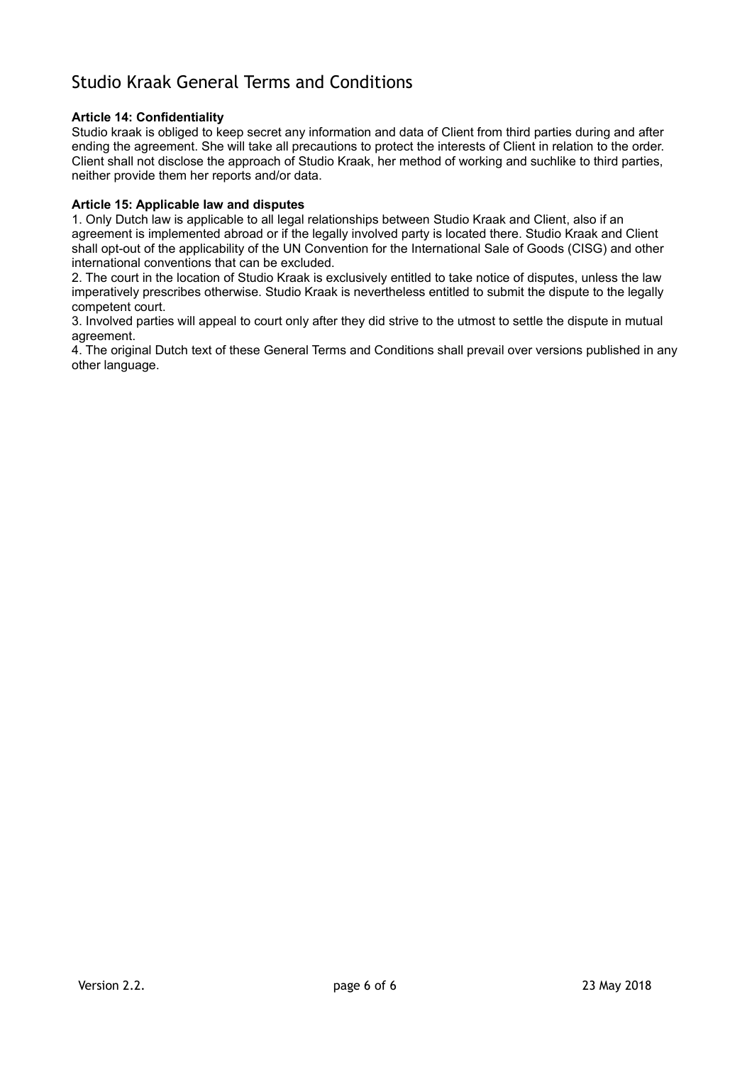# Studio Kraak General Terms and Conditions

**Article 14: Confidentiality**

Studio kraak is obliged to keep secret any information and data of Client from third parties during and after ending the agreement. She will take all precautions to protect the interests of Client in relation to the order. Client shall not disclose the approach of Studio Kraak, her method of working and suchlike to third parties, neither provide them her reports and/or data.

**Article 15: Applicable law and disputes**

1. Only Dutch law is applicable to all legal relationships between Studio Kraak and Client, also if an agreement is implemented abroad or if the legally involved party is located there. Studio Kraak and Client shall opt-out of the applicability of the UN Convention for the International Sale of Goods (CISG) and other international conventions that can be excluded.
2. The court in the location of Studio Kraak is exclusively entitled to take notice of disputes, unless the law imperatively prescribes otherwise. Studio Kraak is nevertheless entitled to submit the dispute to the legally competent court.
3. Involved parties will appeal to court only after they did strive to the utmost to settle the dispute in mutual agreement.
4. The original Dutch text of these General Terms and Conditions shall prevail over versions published in any other language.